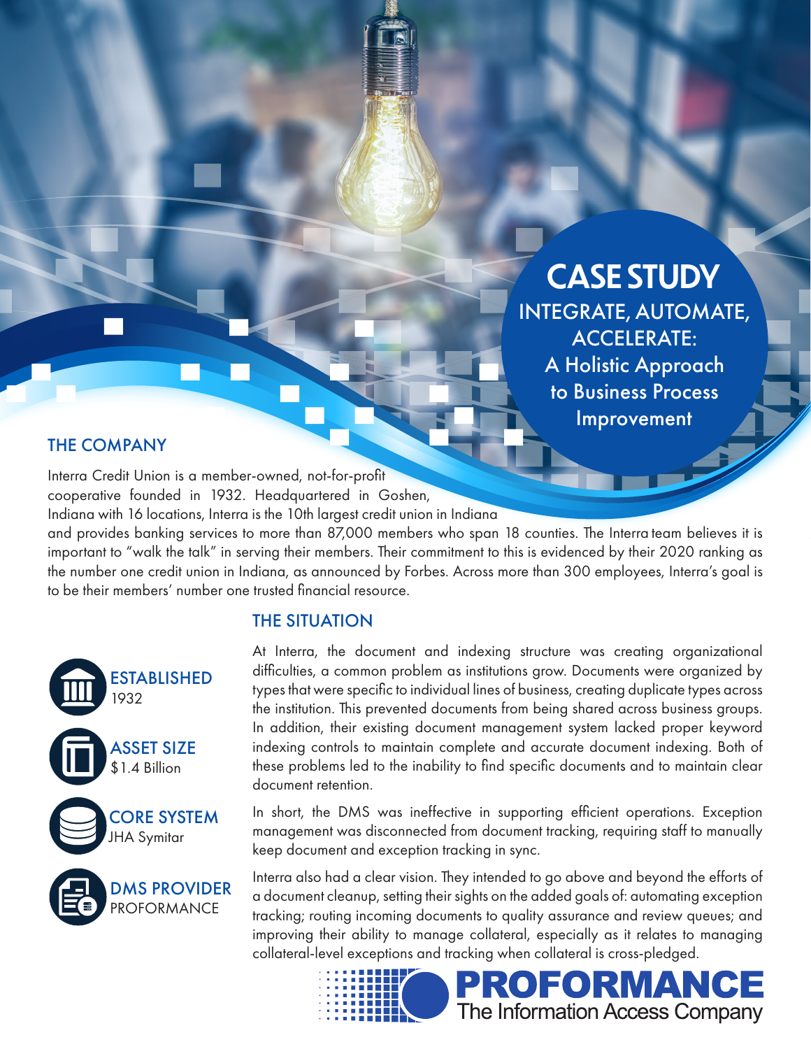# CASE STUDY

## INTEGRATE, AUTOMATE, ACCELERATE: A Holistic Approach to Business Process Improvement

## THE COMPANY

Interra Credit Union is a member-owned, not-for-profit cooperative founded in 1932. Headquartered in Goshen, Indiana with 16 locations, Interra is the 10th largest credit union in Indiana and provides banking services to more than 87,000 members who span 18 counties. The Interra team believes it is important to "walk the talk" in serving their members. Their commitment to this is evidenced by their 2020 ranking as the number one credit union in Indiana, as announced by Forbes. Across more than 300 employees, Interra's goal is to be their members' number one trusted financial resource.

**ESTABLISHED**
1932

**ASSET SIZE**
$1.4 Billion

**CORE SYSTEM**
JHA Symitar

**DMS PROVIDER**
PROFORMANCE

## THE SITUATION

At Interra, the document and indexing structure was creating organizational difficulties, a common problem as institutions grow. Documents were organized by types that were specific to individual lines of business, creating duplicate types across the institution. This prevented documents from being shared across business groups. In addition, their existing document management system lacked proper keyword indexing controls to maintain complete and accurate document indexing. Both of these problems led to the inability to find specific documents and to maintain clear document retention.

In short, the DMS was ineffective in supporting efficient operations. Exception management was disconnected from document tracking, requiring staff to manually keep document and exception tracking in sync.

Interra also had a clear vision. They intended to go above and beyond the efforts of a document cleanup, setting their sights on the added goals of: automating exception tracking; routing incoming documents to quality assurance and review queues; and improving their ability to manage collateral, especially as it relates to managing collateral-level exceptions and tracking when collateral is cross-pledged.

**PROFORMANCE**
The Information Access Company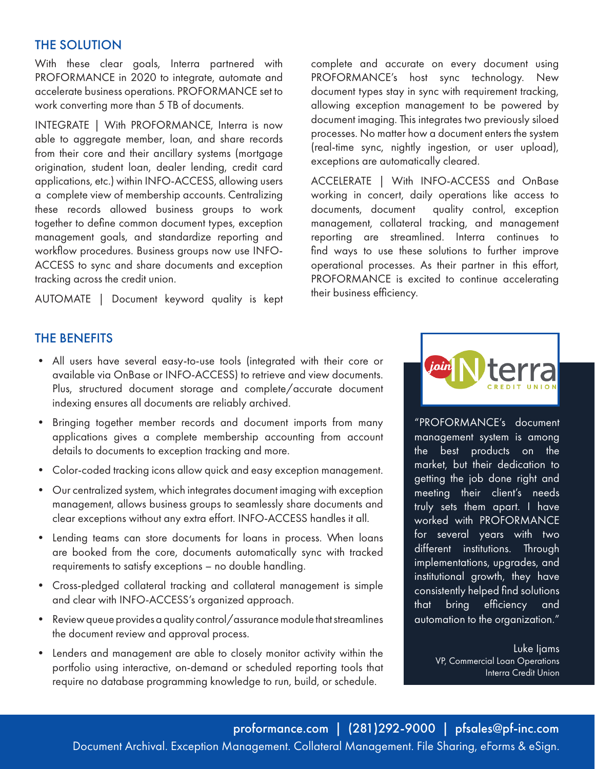## THE SOLUTION

With these clear goals, Interra partnered with PROFORMANCE in 2020 to integrate, automate and accelerate business operations. PROFORMANCE set to work converting more than 5 TB of documents.

INTEGRATE | With PROFORMANCE, Interra is now able to aggregate member, loan, and share records from their core and their ancillary systems (mortgage origination, student loan, dealer lending, credit card applications, etc.) within INFO-ACCESS, allowing users a complete view of membership accounts. Centralizing these records allowed business groups to work together to define common document types, exception management goals, and standardize reporting and workflow procedures. Business groups now use INFO-ACCESS to sync and share documents and exception tracking across the credit union.

AUTOMATE | Document keyword quality is kept complete and accurate on every document using PROFORMANCE's host sync technology. New document types stay in sync with requirement tracking, allowing exception management to be powered by document imaging. This integrates two previously siloed processes. No matter how a document enters the system (real-time sync, nightly ingestion, or user upload), exceptions are automatically cleared.

ACCELERATE | With INFO-ACCESS and OnBase working in concert, daily operations like access to documents, document quality control, exception management, collateral tracking, and management reporting are streamlined. Interra continues to find ways to use these solutions to further improve operational processes. As their partner in this effort, PROFORMANCE is excited to continue accelerating their business efficiency.

## THE BENEFITS

- All users have several easy-to-use tools (integrated with their core or available via OnBase or INFO-ACCESS) to retrieve and view documents. Plus, structured document storage and complete/accurate document indexing ensures all documents are reliably archived.
- Bringing together member records and document imports from many applications gives a complete membership accounting from account details to documents to exception tracking and more.
- Color-coded tracking icons allow quick and easy exception management.
- Our centralized system, which integrates document imaging with exception management, allows business groups to seamlessly share documents and clear exceptions without any extra effort. INFO-ACCESS handles it all.
- Lending teams can store documents for loans in process. When loans are booked from the core, documents automatically sync with tracked requirements to satisfy exceptions – no double handling.
- Cross-pledged collateral tracking and collateral management is simple and clear with INFO-ACCESS's organized approach.
- Review queue provides a quality control/assurance module that streamlines the document review and approval process.
- Lenders and management are able to closely monitor activity within the portfolio using interactive, on-demand or scheduled reporting tools that require no database programming knowledge to run, build, or schedule.

join INterra CREDIT UNION

"PROFORMANCE's document management system is among the best products on the market, but their dedication to getting the job done right and meeting their client's needs truly sets them apart. I have worked with PROFORMANCE for several years with two different institutions. Through implementations, upgrades, and institutional growth, they have consistently helped find solutions that bring efficiency and automation to the organization."

Luke Ijams
VP, Commercial Loan Operations
Interra Credit Union

proformance.com | (281)292-9000 | pfsales@pf-inc.com

Document Archival. Exception Management. Collateral Management. File Sharing, eForms & eSign.